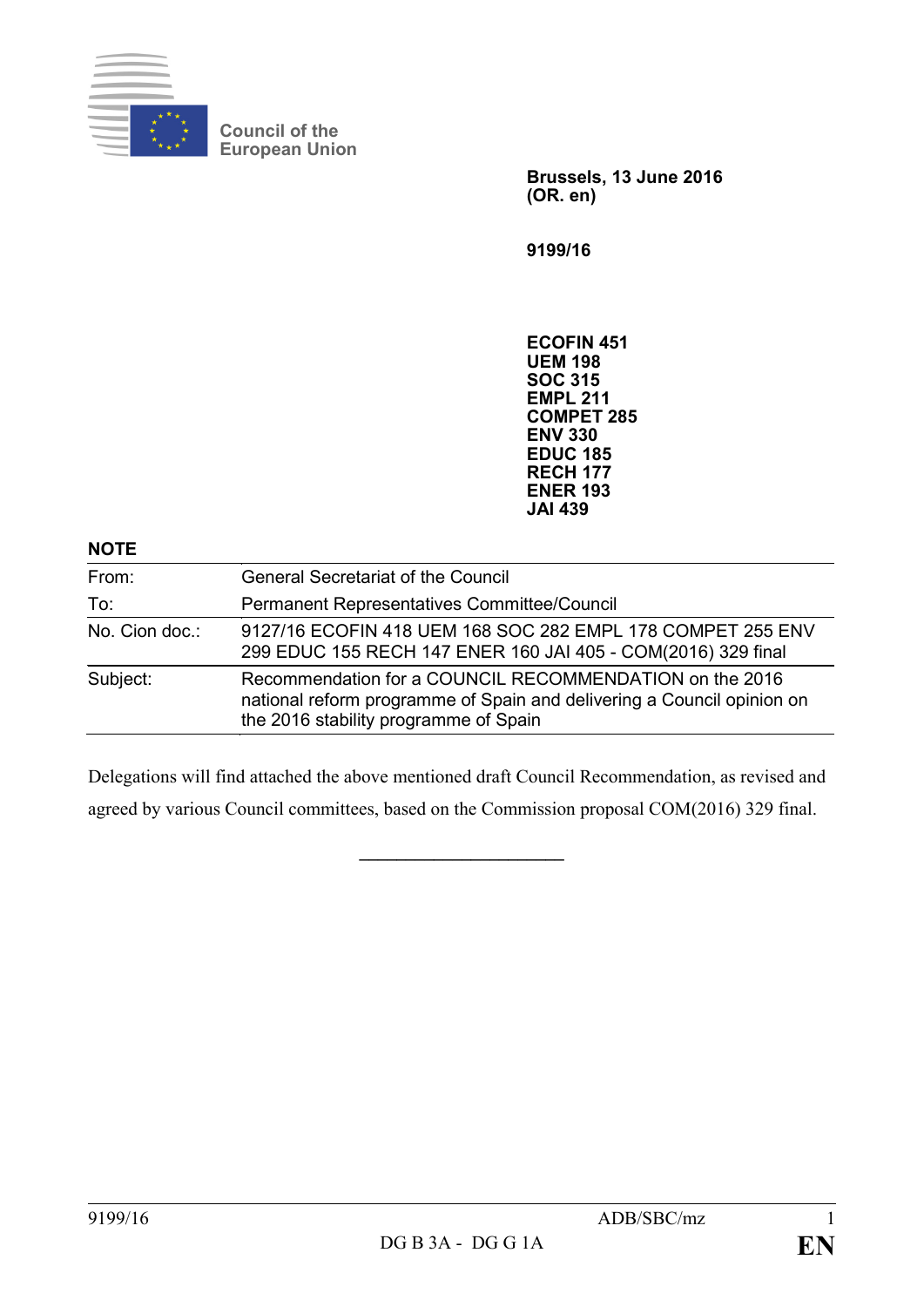Council of the European Union

**Brussels, 13 June 2016**
**(OR. en)**

**9199/16**

**ECOFIN 451**
**UEM 198**
**SOC 315**
**EMPL 211**
**COMPET 285**
**ENV 330**
**EDUC 185**
**RECH 177**
**ENER 193**
**JAI 439**

**NOTE**

| | |
|---|---|
| From: | General Secretariat of the Council |
| To: | Permanent Representatives Committee/Council |
| No. Cion doc.: | 9127/16 ECOFIN 418 UEM 168 SOC 282 EMPL 178 COMPET 255 ENV 299 EDUC 155 RECH 147 ENER 160 JAI 405 - COM(2016) 329 final |
| Subject: | Recommendation for a COUNCIL RECOMMENDATION on the 2016 national reform programme of Spain and delivering a Council opinion on the 2016 stability programme of Spain |

Delegations will find attached the above mentioned draft Council Recommendation, as revised and agreed by various Council committees, based on the Commission proposal COM(2016) 329 final.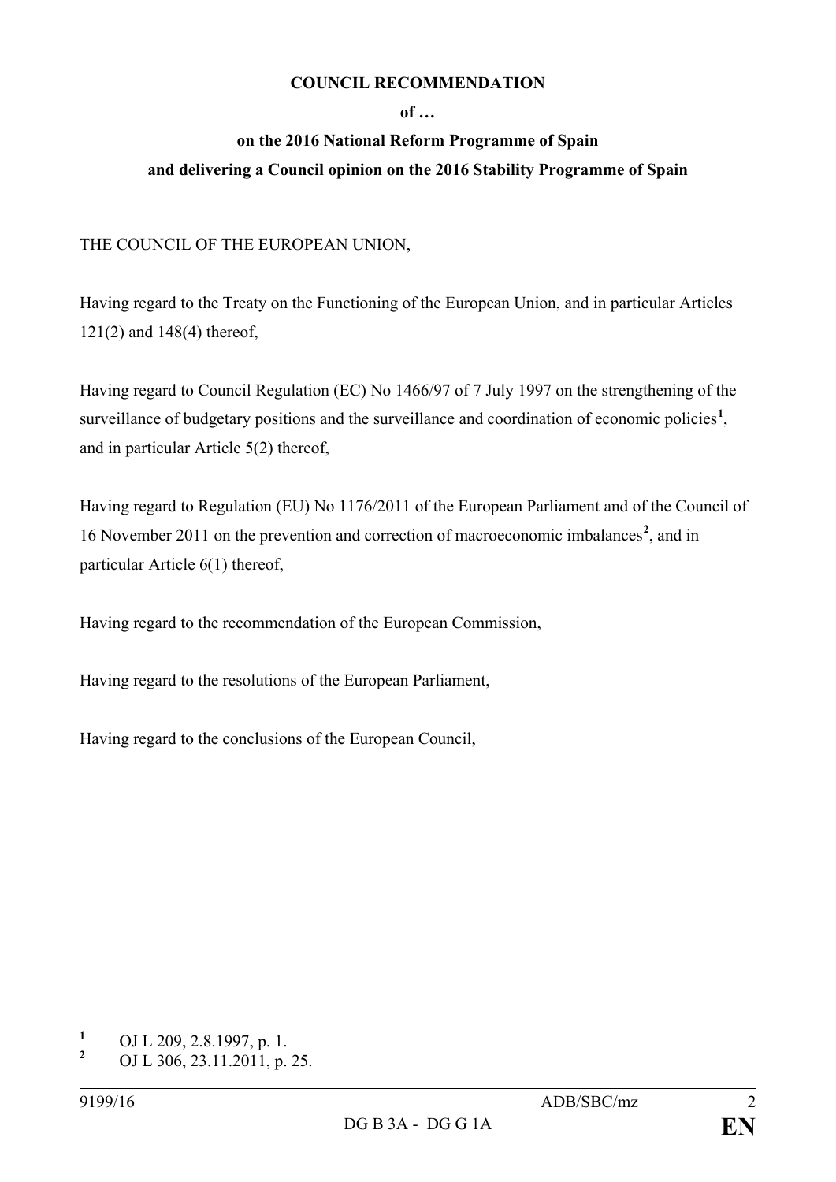**COUNCIL RECOMMENDATION**

**of …**

**on the 2016 National Reform Programme of Spain**

**and delivering a Council opinion on the 2016 Stability Programme of Spain**

THE COUNCIL OF THE EUROPEAN UNION,

Having regard to the Treaty on the Functioning of the European Union, and in particular Articles 121(2) and 148(4) thereof,

Having regard to Council Regulation (EC) No 1466/97 of 7 July 1997 on the strengthening of the surveillance of budgetary positions and the surveillance and coordination of economic policies[1], and in particular Article 5(2) thereof,

Having regard to Regulation (EU) No 1176/2011 of the European Parliament and of the Council of 16 November 2011 on the prevention and correction of macroeconomic imbalances[2], and in particular Article 6(1) thereof,

Having regard to the recommendation of the European Commission,

Having regard to the resolutions of the European Parliament,

Having regard to the conclusions of the European Council,

---

[1] OJ L 209, 2.8.1997, p. 1.

[2] OJ L 306, 23.11.2011, p. 25.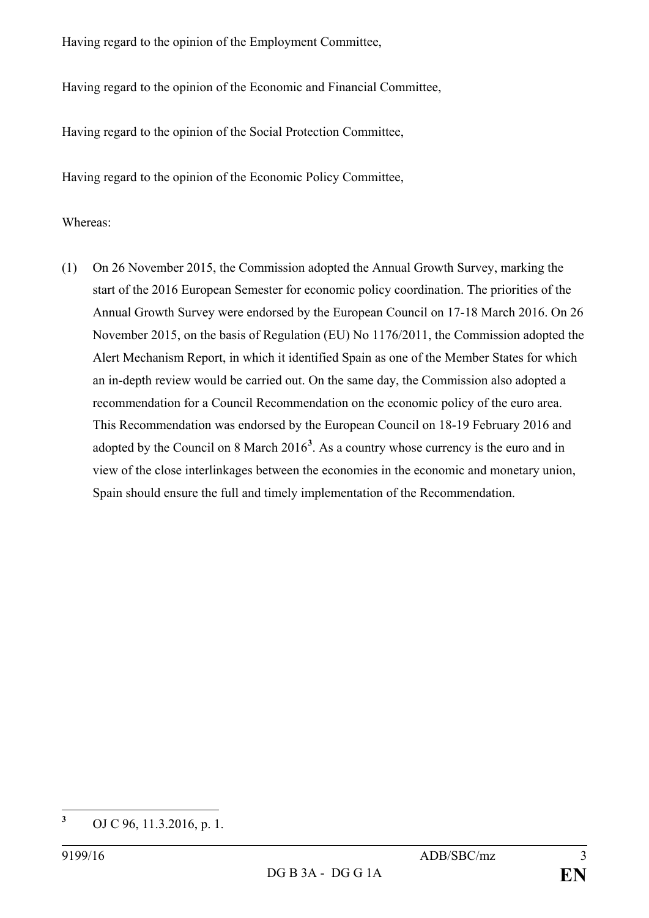Having regard to the opinion of the Employment Committee,

Having regard to the opinion of the Economic and Financial Committee,

Having regard to the opinion of the Social Protection Committee,

Having regard to the opinion of the Economic Policy Committee,

Whereas:

(1) On 26 November 2015, the Commission adopted the Annual Growth Survey, marking the start of the 2016 European Semester for economic policy coordination. The priorities of the Annual Growth Survey were endorsed by the European Council on 17-18 March 2016. On 26 November 2015, on the basis of Regulation (EU) No 1176/2011, the Commission adopted the Alert Mechanism Report, in which it identified Spain as one of the Member States for which an in-depth review would be carried out. On the same day, the Commission also adopted a recommendation for a Council Recommendation on the economic policy of the euro area. This Recommendation was endorsed by the European Council on 18-19 February 2016 and adopted by the Council on 8 March 2016[3]. As a country whose currency is the euro and in view of the close interlinkages between the economies in the economic and monetary union, Spain should ensure the full and timely implementation of the Recommendation.

---

[3] OJ C 96, 11.3.2016, p. 1.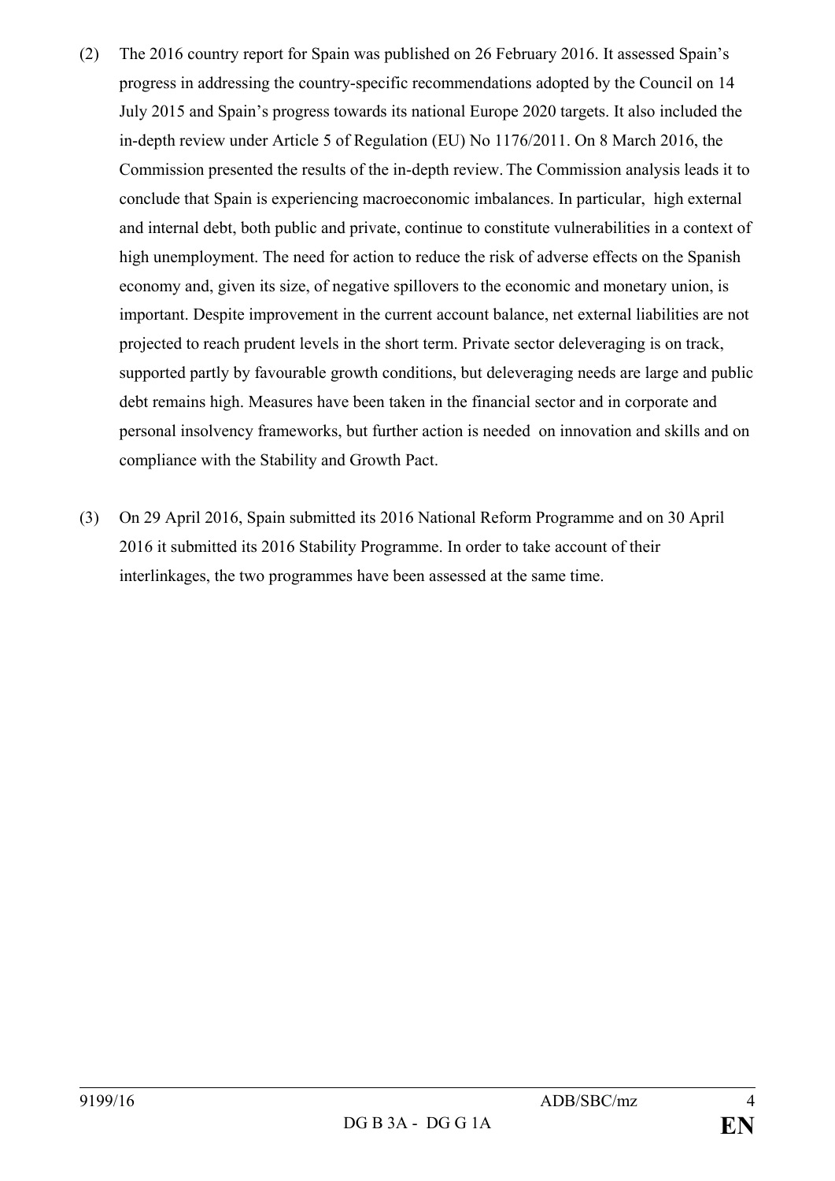(2) The 2016 country report for Spain was published on 26 February 2016. It assessed Spain's progress in addressing the country-specific recommendations adopted by the Council on 14 July 2015 and Spain's progress towards its national Europe 2020 targets. It also included the in-depth review under Article 5 of Regulation (EU) No 1176/2011. On 8 March 2016, the Commission presented the results of the in-depth review. The Commission analysis leads it to conclude that Spain is experiencing macroeconomic imbalances. In particular, high external and internal debt, both public and private, continue to constitute vulnerabilities in a context of high unemployment. The need for action to reduce the risk of adverse effects on the Spanish economy and, given its size, of negative spillovers to the economic and monetary union, is important. Despite improvement in the current account balance, net external liabilities are not projected to reach prudent levels in the short term. Private sector deleveraging is on track, supported partly by favourable growth conditions, but deleveraging needs are large and public debt remains high. Measures have been taken in the financial sector and in corporate and personal insolvency frameworks, but further action is needed on innovation and skills and on compliance with the Stability and Growth Pact.

(3) On 29 April 2016, Spain submitted its 2016 National Reform Programme and on 30 April 2016 it submitted its 2016 Stability Programme. In order to take account of their interlinkages, the two programmes have been assessed at the same time.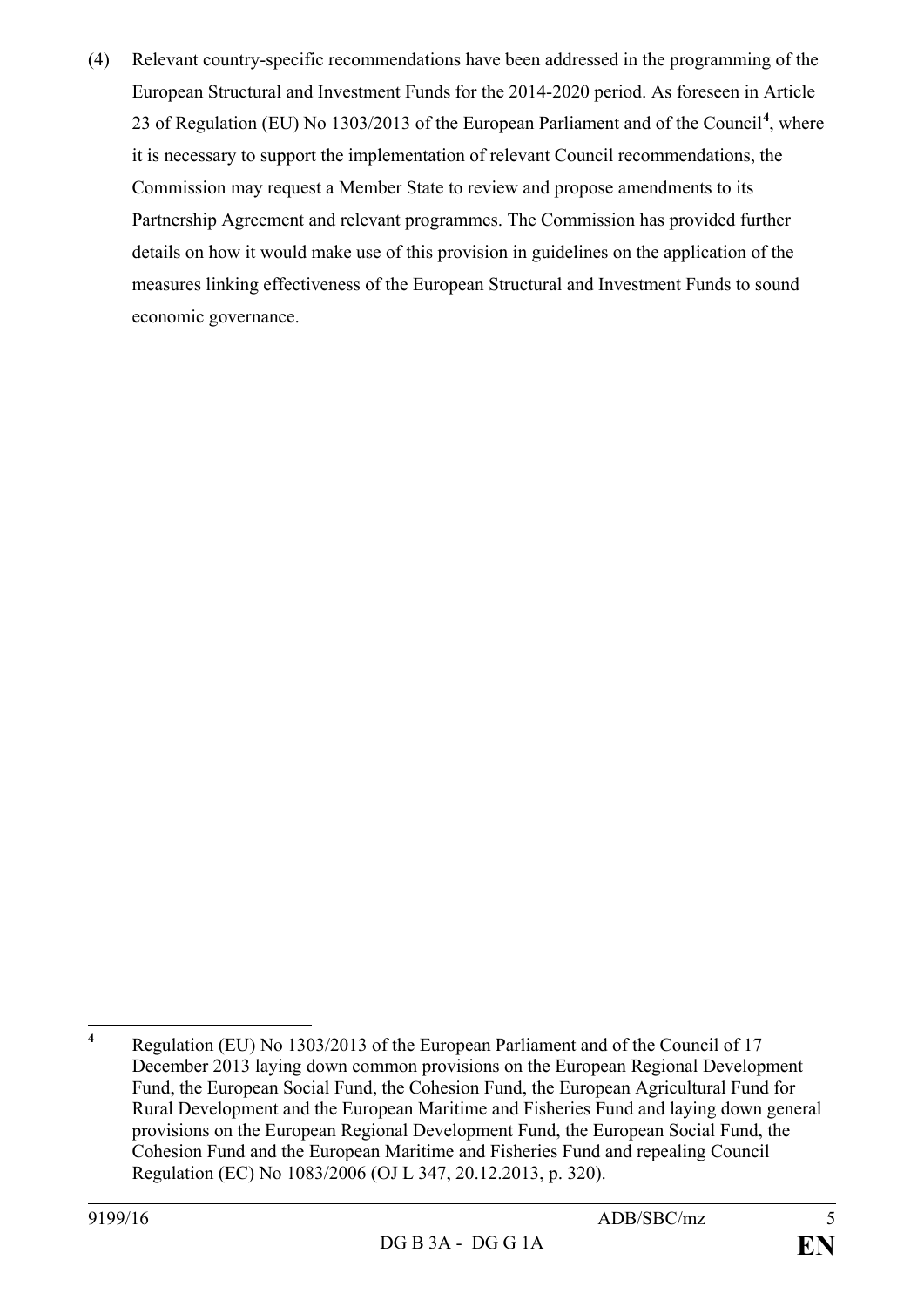(4) Relevant country-specific recommendations have been addressed in the programming of the European Structural and Investment Funds for the 2014-2020 period. As foreseen in Article 23 of Regulation (EU) No 1303/2013 of the European Parliament and of the Council[4], where it is necessary to support the implementation of relevant Council recommendations, the Commission may request a Member State to review and propose amendments to its Partnership Agreement and relevant programmes. The Commission has provided further details on how it would make use of this provision in guidelines on the application of the measures linking effectiveness of the European Structural and Investment Funds to sound economic governance.

---

[4] Regulation (EU) No 1303/2013 of the European Parliament and of the Council of 17 December 2013 laying down common provisions on the European Regional Development Fund, the European Social Fund, the Cohesion Fund, the European Agricultural Fund for Rural Development and the European Maritime and Fisheries Fund and laying down general provisions on the European Regional Development Fund, the European Social Fund, the Cohesion Fund and the European Maritime and Fisheries Fund and repealing Council Regulation (EC) No 1083/2006 (OJ L 347, 20.12.2013, p. 320).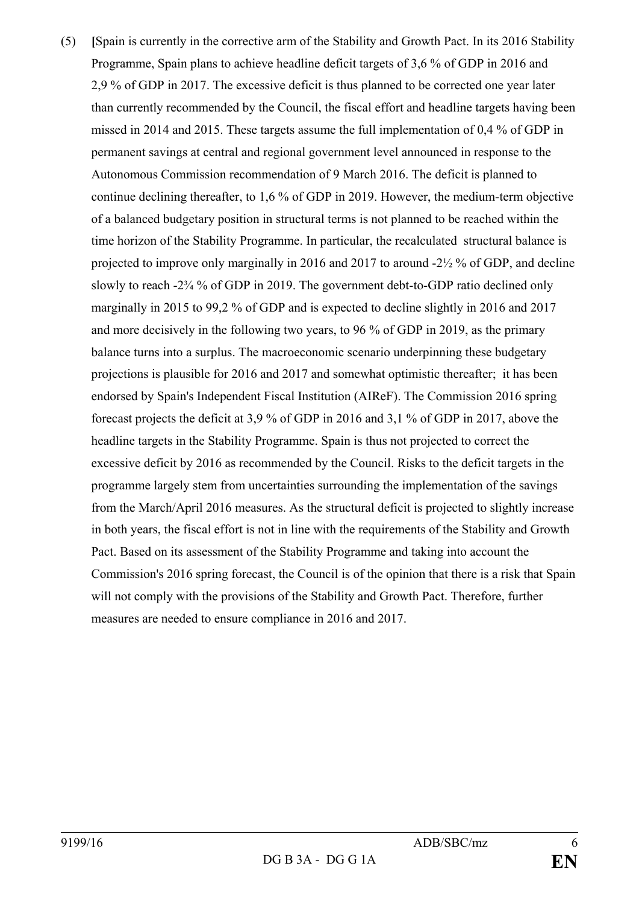(5) **[**Spain is currently in the corrective arm of the Stability and Growth Pact. In its 2016 Stability Programme, Spain plans to achieve headline deficit targets of 3,6 % of GDP in 2016 and 2,9 % of GDP in 2017. The excessive deficit is thus planned to be corrected one year later than currently recommended by the Council, the fiscal effort and headline targets having been missed in 2014 and 2015. These targets assume the full implementation of 0,4 % of GDP in permanent savings at central and regional government level announced in response to the Autonomous Commission recommendation of 9 March 2016. The deficit is planned to continue declining thereafter, to 1,6 % of GDP in 2019. However, the medium-term objective of a balanced budgetary position in structural terms is not planned to be reached within the time horizon of the Stability Programme. In particular, the recalculated structural balance is projected to improve only marginally in 2016 and 2017 to around -2½ % of GDP, and decline slowly to reach -2¾ % of GDP in 2019. The government debt-to-GDP ratio declined only marginally in 2015 to 99,2 % of GDP and is expected to decline slightly in 2016 and 2017 and more decisively in the following two years, to 96 % of GDP in 2019, as the primary balance turns into a surplus. The macroeconomic scenario underpinning these budgetary projections is plausible for 2016 and 2017 and somewhat optimistic thereafter; it has been endorsed by Spain's Independent Fiscal Institution (AIReF). The Commission 2016 spring forecast projects the deficit at 3,9 % of GDP in 2016 and 3,1 % of GDP in 2017, above the headline targets in the Stability Programme. Spain is thus not projected to correct the excessive deficit by 2016 as recommended by the Council. Risks to the deficit targets in the programme largely stem from uncertainties surrounding the implementation of the savings from the March/April 2016 measures. As the structural deficit is projected to slightly increase in both years, the fiscal effort is not in line with the requirements of the Stability and Growth Pact. Based on its assessment of the Stability Programme and taking into account the Commission's 2016 spring forecast, the Council is of the opinion that there is a risk that Spain will not comply with the provisions of the Stability and Growth Pact. Therefore, further measures are needed to ensure compliance in 2016 and 2017.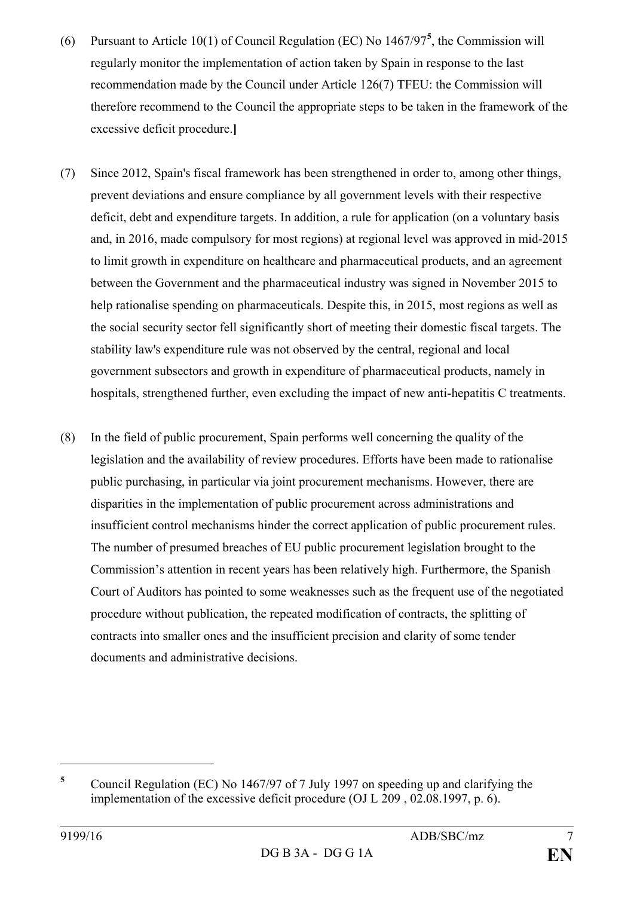(6) Pursuant to Article 10(1) of Council Regulation (EC) No 1467/97[5], the Commission will regularly monitor the implementation of action taken by Spain in response to the last recommendation made by the Council under Article 126(7) TFEU: the Commission will therefore recommend to the Council the appropriate steps to be taken in the framework of the excessive deficit procedure.**]**

(7) Since 2012, Spain's fiscal framework has been strengthened in order to, among other things, prevent deviations and ensure compliance by all government levels with their respective deficit, debt and expenditure targets. In addition, a rule for application (on a voluntary basis and, in 2016, made compulsory for most regions) at regional level was approved in mid-2015 to limit growth in expenditure on healthcare and pharmaceutical products, and an agreement between the Government and the pharmaceutical industry was signed in November 2015 to help rationalise spending on pharmaceuticals. Despite this, in 2015, most regions as well as the social security sector fell significantly short of meeting their domestic fiscal targets. The stability law's expenditure rule was not observed by the central, regional and local government subsectors and growth in expenditure of pharmaceutical products, namely in hospitals, strengthened further, even excluding the impact of new anti-hepatitis C treatments.

(8) In the field of public procurement, Spain performs well concerning the quality of the legislation and the availability of review procedures. Efforts have been made to rationalise public purchasing, in particular via joint procurement mechanisms. However, there are disparities in the implementation of public procurement across administrations and insufficient control mechanisms hinder the correct application of public procurement rules. The number of presumed breaches of EU public procurement legislation brought to the Commission's attention in recent years has been relatively high. Furthermore, the Spanish Court of Auditors has pointed to some weaknesses such as the frequent use of the negotiated procedure without publication, the repeated modification of contracts, the splitting of contracts into smaller ones and the insufficient precision and clarity of some tender documents and administrative decisions.

---

[5] Council Regulation (EC) No 1467/97 of 7 July 1997 on speeding up and clarifying the implementation of the excessive deficit procedure (OJ L 209 , 02.08.1997, p. 6).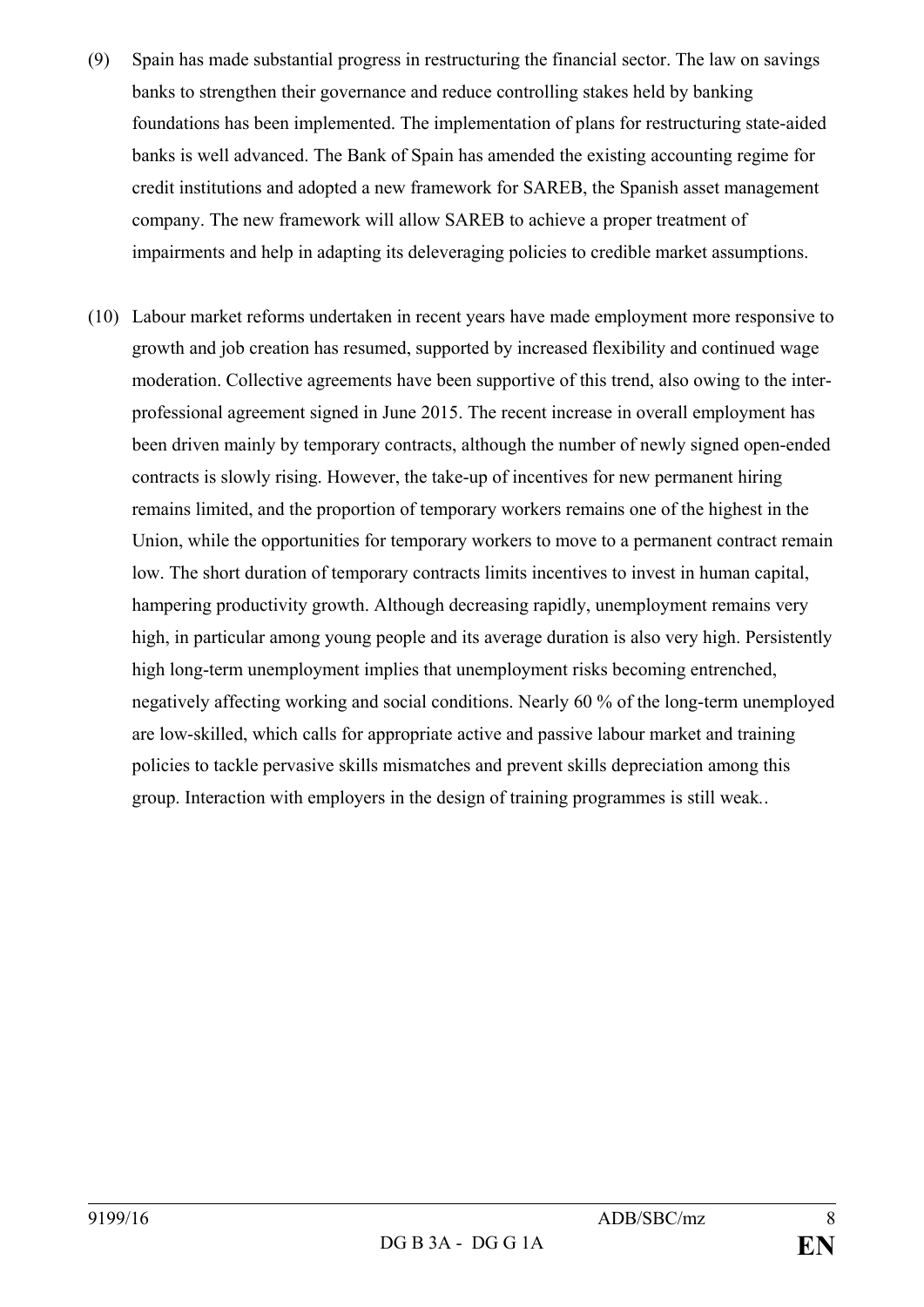(9) Spain has made substantial progress in restructuring the financial sector. The law on savings banks to strengthen their governance and reduce controlling stakes held by banking foundations has been implemented. The implementation of plans for restructuring state-aided banks is well advanced. The Bank of Spain has amended the existing accounting regime for credit institutions and adopted a new framework for SAREB, the Spanish asset management company. The new framework will allow SAREB to achieve a proper treatment of impairments and help in adapting its deleveraging policies to credible market assumptions.

(10) Labour market reforms undertaken in recent years have made employment more responsive to growth and job creation has resumed, supported by increased flexibility and continued wage moderation. Collective agreements have been supportive of this trend, also owing to the inter-professional agreement signed in June 2015. The recent increase in overall employment has been driven mainly by temporary contracts, although the number of newly signed open-ended contracts is slowly rising. However, the take-up of incentives for new permanent hiring remains limited, and the proportion of temporary workers remains one of the highest in the Union, while the opportunities for temporary workers to move to a permanent contract remain low. The short duration of temporary contracts limits incentives to invest in human capital, hampering productivity growth. Although decreasing rapidly, unemployment remains very high, in particular among young people and its average duration is also very high. Persistently high long-term unemployment implies that unemployment risks becoming entrenched, negatively affecting working and social conditions. Nearly 60 % of the long-term unemployed are low-skilled, which calls for appropriate active and passive labour market and training policies to tackle pervasive skills mismatches and prevent skills depreciation among this group. Interaction with employers in the design of training programmes is still weak..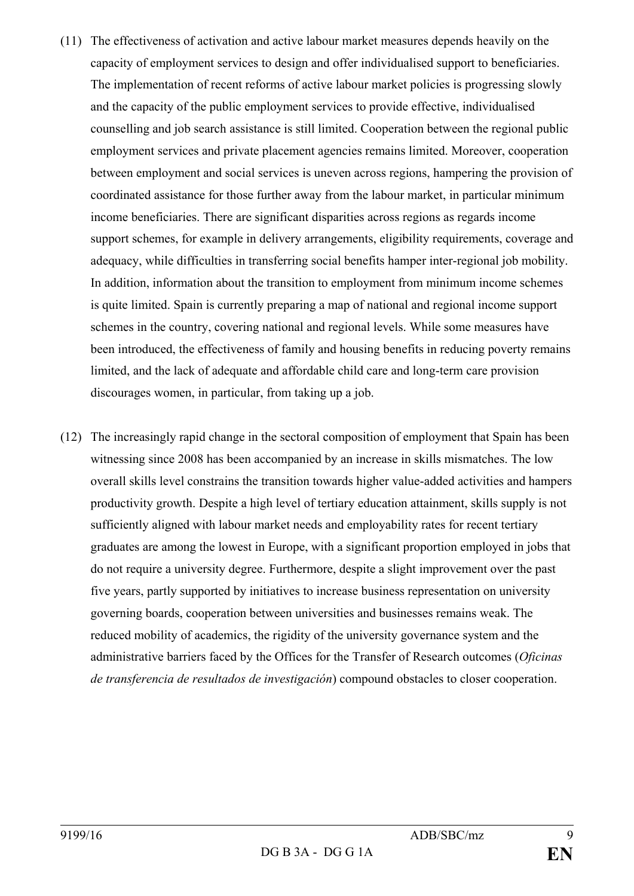(11) The effectiveness of activation and active labour market measures depends heavily on the capacity of employment services to design and offer individualised support to beneficiaries. The implementation of recent reforms of active labour market policies is progressing slowly and the capacity of the public employment services to provide effective, individualised counselling and job search assistance is still limited. Cooperation between the regional public employment services and private placement agencies remains limited. Moreover, cooperation between employment and social services is uneven across regions, hampering the provision of coordinated assistance for those further away from the labour market, in particular minimum income beneficiaries. There are significant disparities across regions as regards income support schemes, for example in delivery arrangements, eligibility requirements, coverage and adequacy, while difficulties in transferring social benefits hamper inter-regional job mobility. In addition, information about the transition to employment from minimum income schemes is quite limited. Spain is currently preparing a map of national and regional income support schemes in the country, covering national and regional levels. While some measures have been introduced, the effectiveness of family and housing benefits in reducing poverty remains limited, and the lack of adequate and affordable child care and long-term care provision discourages women, in particular, from taking up a job.

(12) The increasingly rapid change in the sectoral composition of employment that Spain has been witnessing since 2008 has been accompanied by an increase in skills mismatches. The low overall skills level constrains the transition towards higher value-added activities and hampers productivity growth. Despite a high level of tertiary education attainment, skills supply is not sufficiently aligned with labour market needs and employability rates for recent tertiary graduates are among the lowest in Europe, with a significant proportion employed in jobs that do not require a university degree. Furthermore, despite a slight improvement over the past five years, partly supported by initiatives to increase business representation on university governing boards, cooperation between universities and businesses remains weak. The reduced mobility of academics, the rigidity of the university governance system and the administrative barriers faced by the Offices for the Transfer of Research outcomes (*Oficinas de transferencia de resultados de investigación*) compound obstacles to closer cooperation.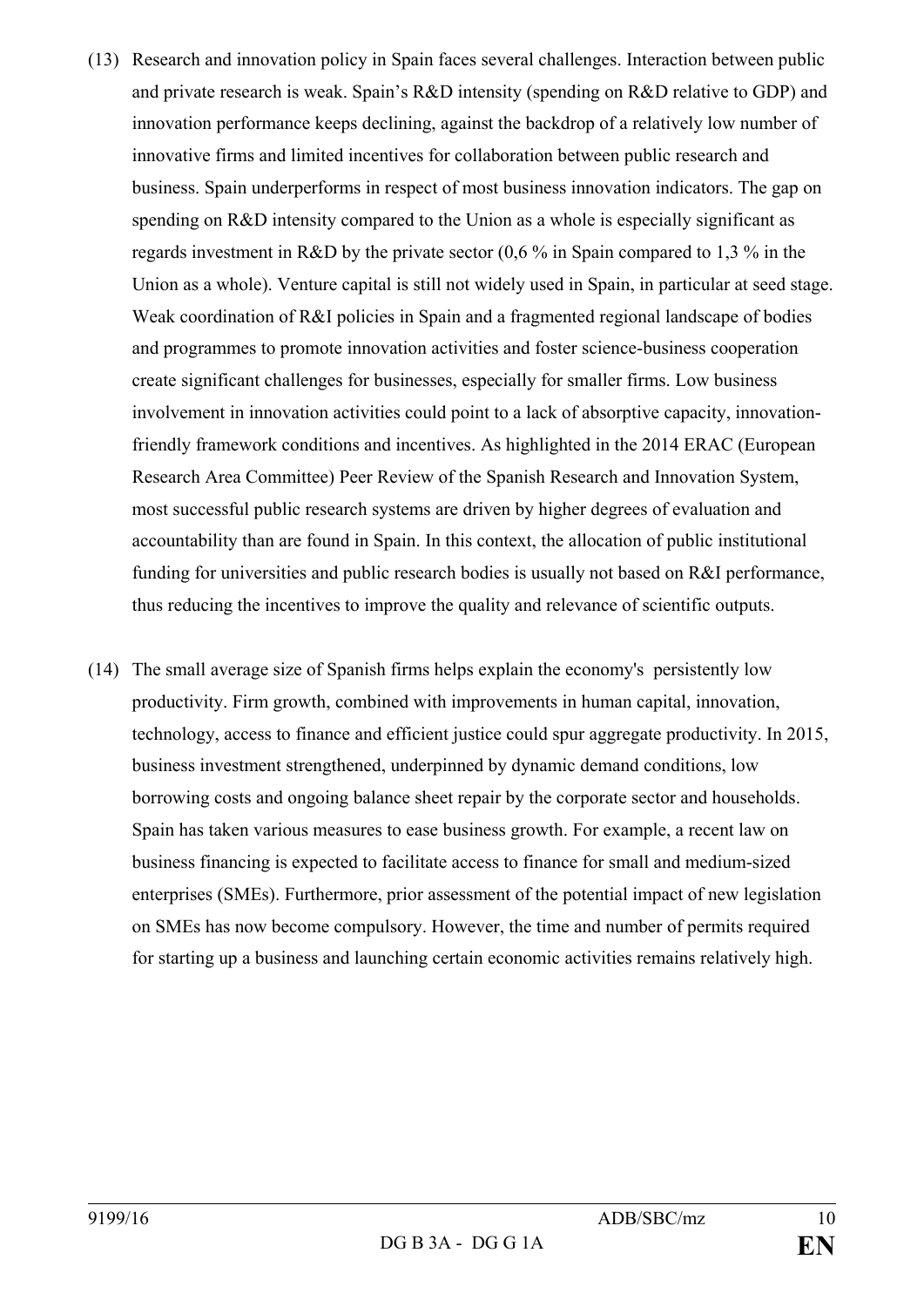(13) Research and innovation policy in Spain faces several challenges. Interaction between public and private research is weak. Spain's R&D intensity (spending on R&D relative to GDP) and innovation performance keeps declining, against the backdrop of a relatively low number of innovative firms and limited incentives for collaboration between public research and business. Spain underperforms in respect of most business innovation indicators. The gap on spending on R&D intensity compared to the Union as a whole is especially significant as regards investment in R&D by the private sector (0,6 % in Spain compared to 1,3 % in the Union as a whole). Venture capital is still not widely used in Spain, in particular at seed stage. Weak coordination of R&I policies in Spain and a fragmented regional landscape of bodies and programmes to promote innovation activities and foster science-business cooperation create significant challenges for businesses, especially for smaller firms. Low business involvement in innovation activities could point to a lack of absorptive capacity, innovation-friendly framework conditions and incentives. As highlighted in the 2014 ERAC (European Research Area Committee) Peer Review of the Spanish Research and Innovation System, most successful public research systems are driven by higher degrees of evaluation and accountability than are found in Spain. In this context, the allocation of public institutional funding for universities and public research bodies is usually not based on R&I performance, thus reducing the incentives to improve the quality and relevance of scientific outputs.

(14) The small average size of Spanish firms helps explain the economy's persistently low productivity. Firm growth, combined with improvements in human capital, innovation, technology, access to finance and efficient justice could spur aggregate productivity. In 2015, business investment strengthened, underpinned by dynamic demand conditions, low borrowing costs and ongoing balance sheet repair by the corporate sector and households. Spain has taken various measures to ease business growth. For example, a recent law on business financing is expected to facilitate access to finance for small and medium-sized enterprises (SMEs). Furthermore, prior assessment of the potential impact of new legislation on SMEs has now become compulsory. However, the time and number of permits required for starting up a business and launching certain economic activities remains relatively high.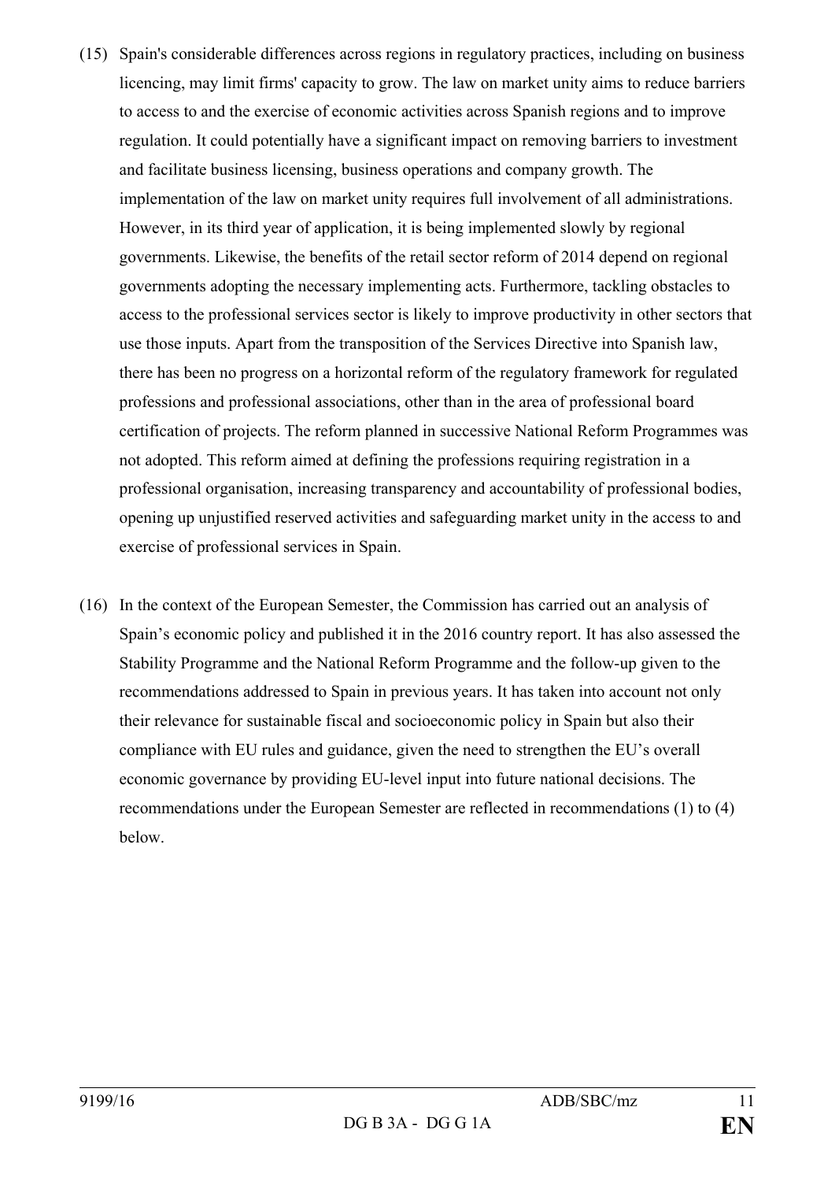(15) Spain's considerable differences across regions in regulatory practices, including on business licencing, may limit firms' capacity to grow. The law on market unity aims to reduce barriers to access to and the exercise of economic activities across Spanish regions and to improve regulation. It could potentially have a significant impact on removing barriers to investment and facilitate business licensing, business operations and company growth. The implementation of the law on market unity requires full involvement of all administrations. However, in its third year of application, it is being implemented slowly by regional governments. Likewise, the benefits of the retail sector reform of 2014 depend on regional governments adopting the necessary implementing acts. Furthermore, tackling obstacles to access to the professional services sector is likely to improve productivity in other sectors that use those inputs. Apart from the transposition of the Services Directive into Spanish law, there has been no progress on a horizontal reform of the regulatory framework for regulated professions and professional associations, other than in the area of professional board certification of projects. The reform planned in successive National Reform Programmes was not adopted. This reform aimed at defining the professions requiring registration in a professional organisation, increasing transparency and accountability of professional bodies, opening up unjustified reserved activities and safeguarding market unity in the access to and exercise of professional services in Spain.

(16) In the context of the European Semester, the Commission has carried out an analysis of Spain's economic policy and published it in the 2016 country report. It has also assessed the Stability Programme and the National Reform Programme and the follow-up given to the recommendations addressed to Spain in previous years. It has taken into account not only their relevance for sustainable fiscal and socioeconomic policy in Spain but also their compliance with EU rules and guidance, given the need to strengthen the EU's overall economic governance by providing EU-level input into future national decisions. The recommendations under the European Semester are reflected in recommendations (1) to (4) below.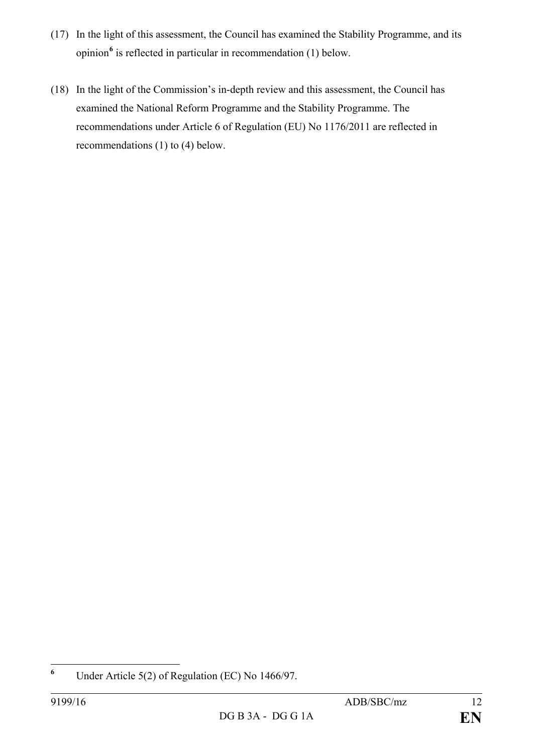(17) In the light of this assessment, the Council has examined the Stability Programme, and its opinion[6] is reflected in particular in recommendation (1) below.

(18) In the light of the Commission's in-depth review and this assessment, the Council has examined the National Reform Programme and the Stability Programme. The recommendations under Article 6 of Regulation (EU) No 1176/2011 are reflected in recommendations (1) to (4) below.

---

[6] Under Article 5(2) of Regulation (EC) No 1466/97.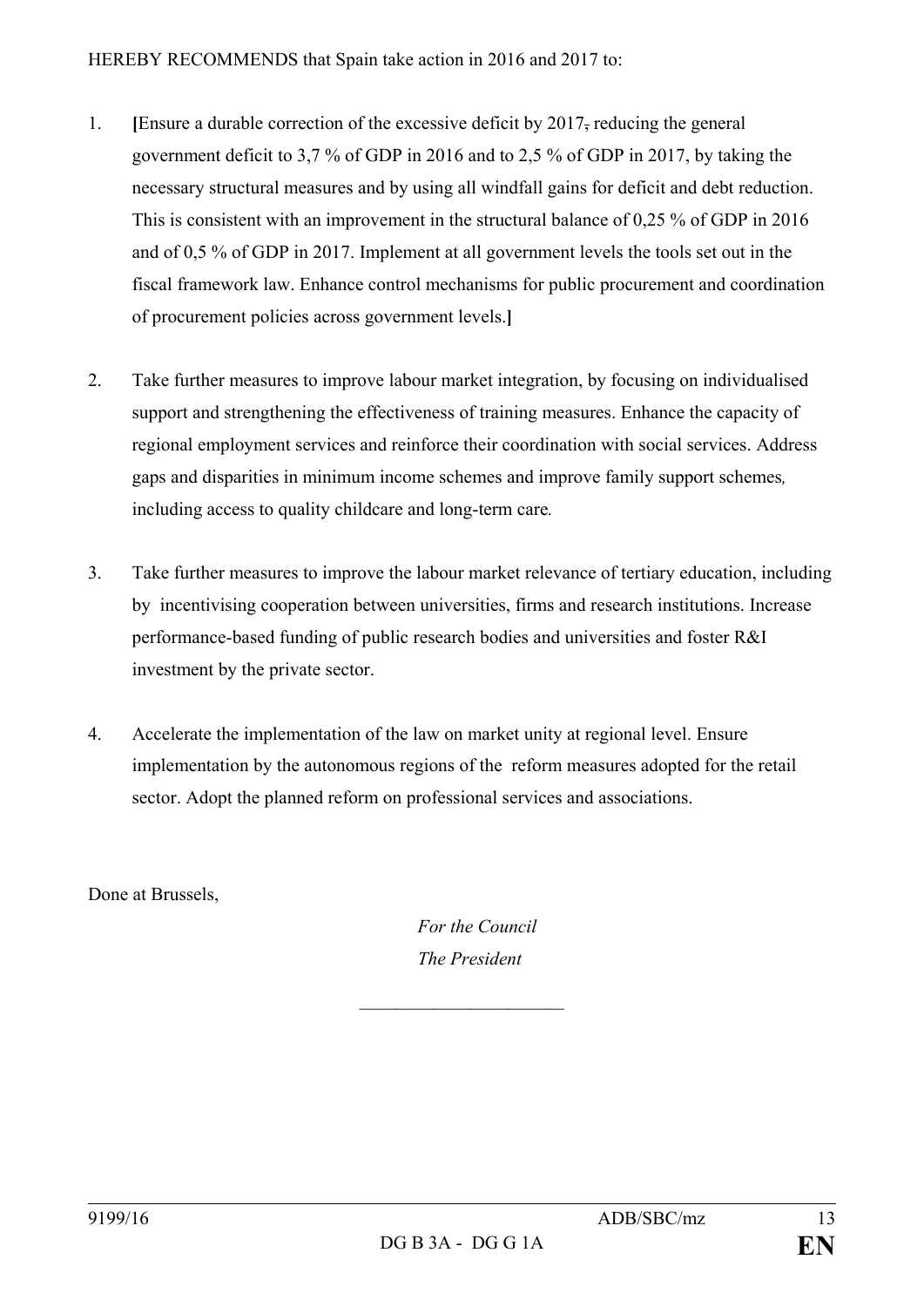HEREBY RECOMMENDS that Spain take action in 2016 and 2017 to:

1. **[**Ensure a durable correction of the excessive deficit by 2017, reducing the general government deficit to 3,7 % of GDP in 2016 and to 2,5 % of GDP in 2017, by taking the necessary structural measures and by using all windfall gains for deficit and debt reduction. This is consistent with an improvement in the structural balance of 0,25 % of GDP in 2016 and of 0,5 % of GDP in 2017. Implement at all government levels the tools set out in the fiscal framework law. Enhance control mechanisms for public procurement and coordination of procurement policies across government levels.**]**

2. Take further measures to improve labour market integration, by focusing on individualised support and strengthening the effectiveness of training measures. Enhance the capacity of regional employment services and reinforce their coordination with social services. Address gaps and disparities in minimum income schemes and improve family support schemes, including access to quality childcare and long-term care.

3. Take further measures to improve the labour market relevance of tertiary education, including by incentivising cooperation between universities, firms and research institutions. Increase performance-based funding of public research bodies and universities and foster R&I investment by the private sector.

4. Accelerate the implementation of the law on market unity at regional level. Ensure implementation by the autonomous regions of the reform measures adopted for the retail sector. Adopt the planned reform on professional services and associations.

Done at Brussels,

*For the Council*
*The President*